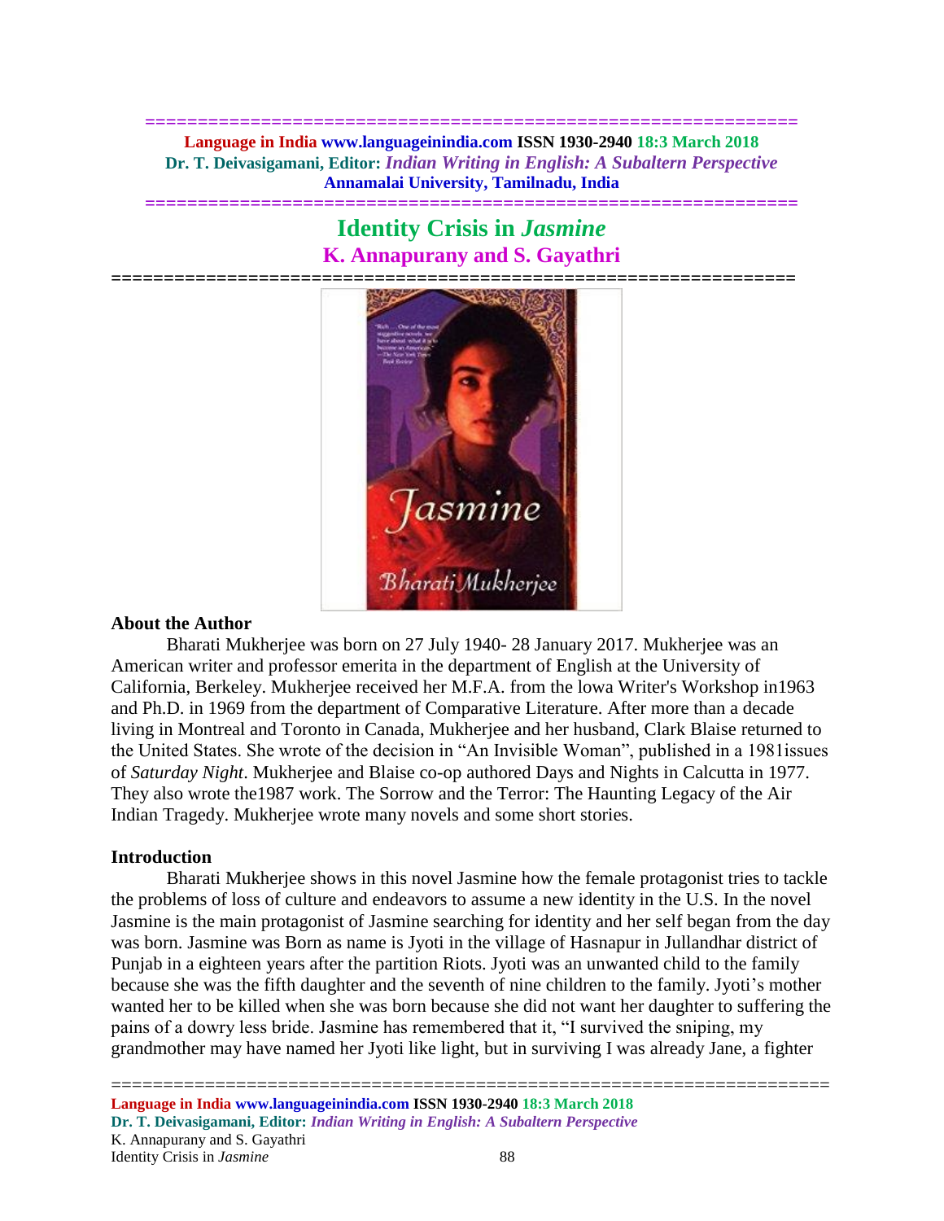# Identity Crisis in *Jasmine*

## K. Annapurany and S. Gayathri

### About the Author

Bharati Mukherjee was born on 27 July 1940- 28 January 2017. Mukherjee was an American writer and professor emerita in the department of English at the University of California, Berkeley. Mukherjee received her M.F.A. from the lowa Writer's Workshop in1963 and Ph.D. in 1969 from the department of Comparative Literature. After more than a decade living in Montreal and Toronto in Canada, Mukherjee and her husband, Clark Blaise returned to the United States. She wrote of the decision in "An Invisible Woman", published in a 1981issues of *Saturday Night*. Mukherjee and Blaise co-op authored Days and Nights in Calcutta in 1977. They also wrote the1987 work. The Sorrow and the Terror: The Haunting Legacy of the Air Indian Tragedy. Mukherjee wrote many novels and some short stories.

### Introduction

Bharati Mukherjee shows in this novel Jasmine how the female protagonist tries to tackle the problems of loss of culture and endeavors to assume a new identity in the U.S. In the novel Jasmine is the main protagonist of Jasmine searching for identity and her self began from the day was born. Jasmine was Born as name is Jyoti in the village of Hasnapur in Jullandhar district of Punjab in a eighteen years after the partition Riots. Jyoti was an unwanted child to the family because she was the fifth daughter and the seventh of nine children to the family. Jyoti's mother wanted her to be killed when she was born because she did not want her daughter to suffering the pains of a dowry less bride. Jasmine has remembered that it, "I survived the sniping, my grandmother may have named her Jyoti like light, but in surviving I was already Jane, a fighter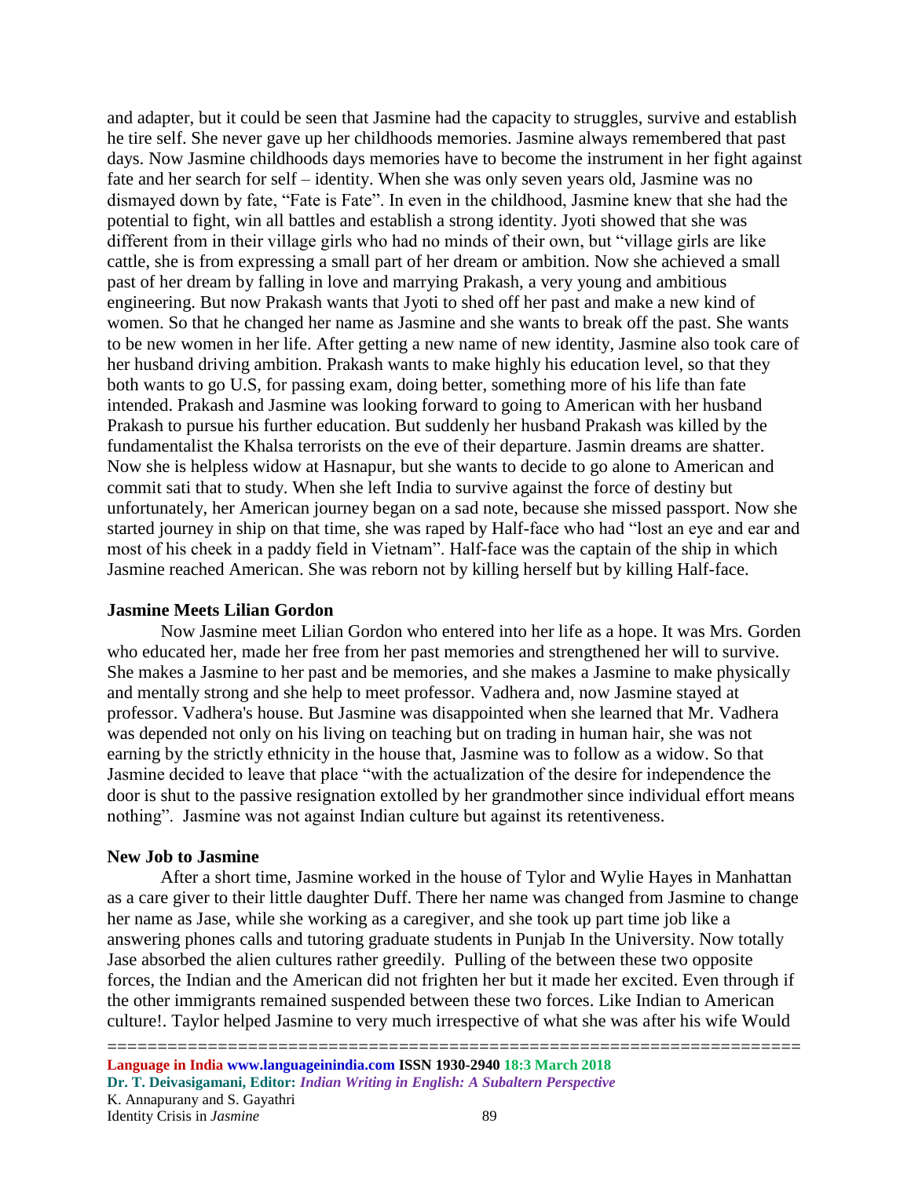and adapter, but it could be seen that Jasmine had the capacity to struggles, survive and establish he tire self. She never gave up her childhoods memories. Jasmine always remembered that past days. Now Jasmine childhoods days memories have to become the instrument in her fight against fate and her search for self – identity. When she was only seven years old, Jasmine was no dismayed down by fate, "Fate is Fate". In even in the childhood, Jasmine knew that she had the potential to fight, win all battles and establish a strong identity. Jyoti showed that she was different from in their village girls who had no minds of their own, but "village girls are like cattle, she is from expressing a small part of her dream or ambition. Now she achieved a small past of her dream by falling in love and marrying Prakash, a very young and ambitious engineering. But now Prakash wants that Jyoti to shed off her past and make a new kind of women. So that he changed her name as Jasmine and she wants to break off the past. She wants to be new women in her life. After getting a new name of new identity, Jasmine also took care of her husband driving ambition. Prakash wants to make highly his education level, so that they both wants to go U.S, for passing exam, doing better, something more of his life than fate intended. Prakash and Jasmine was looking forward to going to American with her husband Prakash to pursue his further education. But suddenly her husband Prakash was killed by the fundamentalist the Khalsa terrorists on the eve of their departure. Jasmin dreams are shatter. Now she is helpless widow at Hasnapur, but she wants to decide to go alone to American and commit sati that to study. When she left India to survive against the force of destiny but unfortunately, her American journey began on a sad note, because she missed passport. Now she started journey in ship on that time, she was raped by Half-face who had "lost an eye and ear and most of his cheek in a paddy field in Vietnam". Half-face was the captain of the ship in which Jasmine reached American. She was reborn not by killing herself but by killing Half-face.

**Jasmine Meets Lilian Gordon**

Now Jasmine meet Lilian Gordon who entered into her life as a hope. It was Mrs. Gorden who educated her, made her free from her past memories and strengthened her will to survive. She makes a Jasmine to her past and be memories, and she makes a Jasmine to make physically and mentally strong and she help to meet professor. Vadhera and, now Jasmine stayed at professor. Vadhera's house. But Jasmine was disappointed when she learned that Mr. Vadhera was depended not only on his living on teaching but on trading in human hair, she was not earning by the strictly ethnicity in the house that, Jasmine was to follow as a widow. So that Jasmine decided to leave that place "with the actualization of the desire for independence the door is shut to the passive resignation extolled by her grandmother since individual effort means nothing". Jasmine was not against Indian culture but against its retentiveness.

**New Job to Jasmine**

After a short time, Jasmine worked in the house of Tylor and Wylie Hayes in Manhattan as a care giver to their little daughter Duff. There her name was changed from Jasmine to change her name as Jase, while she working as a caregiver, and she took up part time job like a answering phones calls and tutoring graduate students in Punjab In the University. Now totally Jase absorbed the alien cultures rather greedily. Pulling of the between these two opposite forces, the Indian and the American did not frighten her but it made her excited. Even through if the other immigrants remained suspended between these two forces. Like Indian to American culture!. Taylor helped Jasmine to very much irrespective of what she was after his wife Would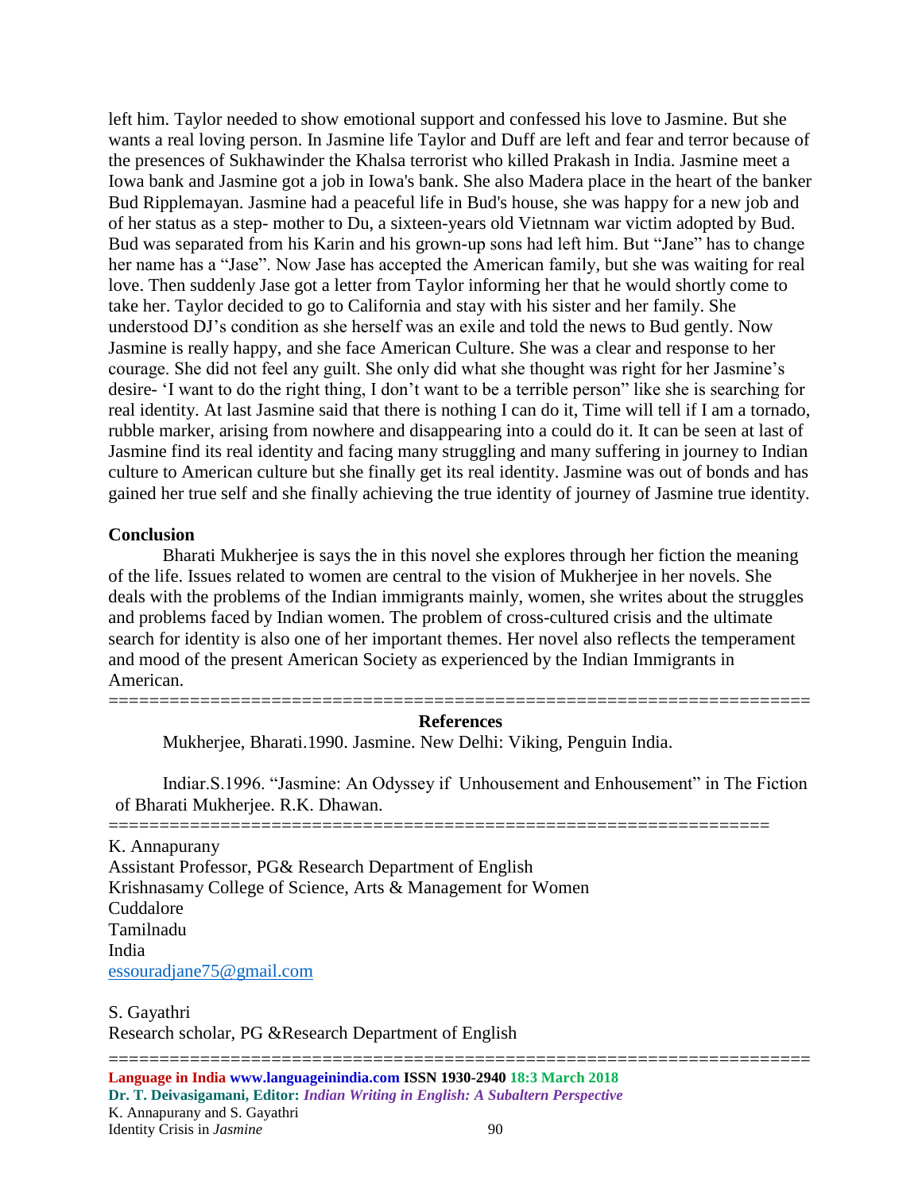left him. Taylor needed to show emotional support and confessed his love to Jasmine. But she wants a real loving person. In Jasmine life Taylor and Duff are left and fear and terror because of the presences of Sukhawinder the Khalsa terrorist who killed Prakash in India. Jasmine meet a Iowa bank and Jasmine got a job in Iowa's bank. She also Madera place in the heart of the banker Bud Ripplemayan. Jasmine had a peaceful life in Bud's house, she was happy for a new job and of her status as a step- mother to Du, a sixteen-years old Vietnnam war victim adopted by Bud. Bud was separated from his Karin and his grown-up sons had left him. But "Jane" has to change her name has a "Jase". Now Jase has accepted the American family, but she was waiting for real love. Then suddenly Jase got a letter from Taylor informing her that he would shortly come to take her. Taylor decided to go to California and stay with his sister and her family. She understood DJ's condition as she herself was an exile and told the news to Bud gently. Now Jasmine is really happy, and she face American Culture. She was a clear and response to her courage. She did not feel any guilt. She only did what she thought was right for her Jasmine's desire- 'I want to do the right thing, I don't want to be a terrible person" like she is searching for real identity. At last Jasmine said that there is nothing I can do it, Time will tell if I am a tornado, rubble marker, arising from nowhere and disappearing into a could do it. It can be seen at last of Jasmine find its real identity and facing many struggling and many suffering in journey to Indian culture to American culture but she finally get its real identity. Jasmine was out of bonds and has gained her true self and she finally achieving the true identity of journey of Jasmine true identity.

## Conclusion

Bharati Mukherjee is says the in this novel she explores through her fiction the meaning of the life. Issues related to women are central to the vision of Mukherjee in her novels. She deals with the problems of the Indian immigrants mainly, women, she writes about the struggles and problems faced by Indian women. The problem of cross-cultured crisis and the ultimate search for identity is also one of her important themes. Her novel also reflects the temperament and mood of the present American Society as experienced by the Indian Immigrants in American.

---

## References

Mukherjee, Bharati.1990. Jasmine. New Delhi: Viking, Penguin India.

Indiar.S.1996. "Jasmine: An Odyssey if Unhousement and Enhousement" in The Fiction of Bharati Mukherjee. R.K. Dhawan.

---

K. Annapurany
Assistant Professor, PG& Research Department of English
Krishnasamy College of Science, Arts & Management for Women
Cuddalore
Tamilnadu
India
essouradjane75@gmail.com

S. Gayathri
Research scholar, PG &Research Department of English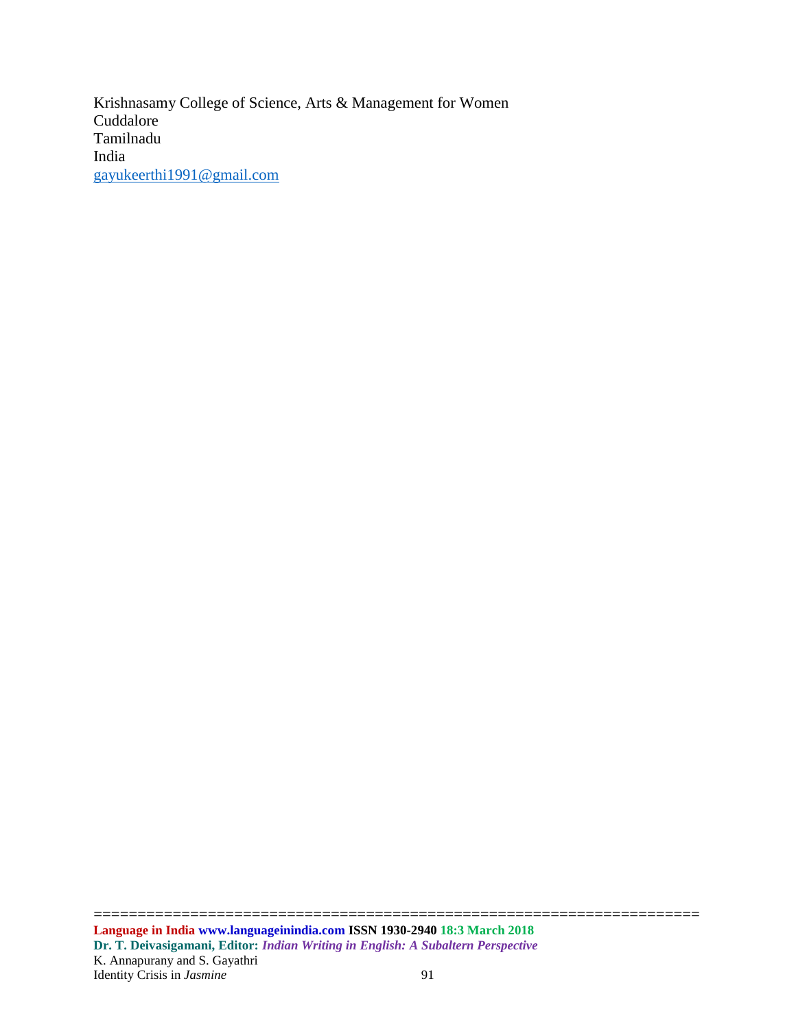Krishnasamy College of Science, Arts & Management for Women
Cuddalore
Tamilnadu
India
gayukeerthi1991@gmail.com